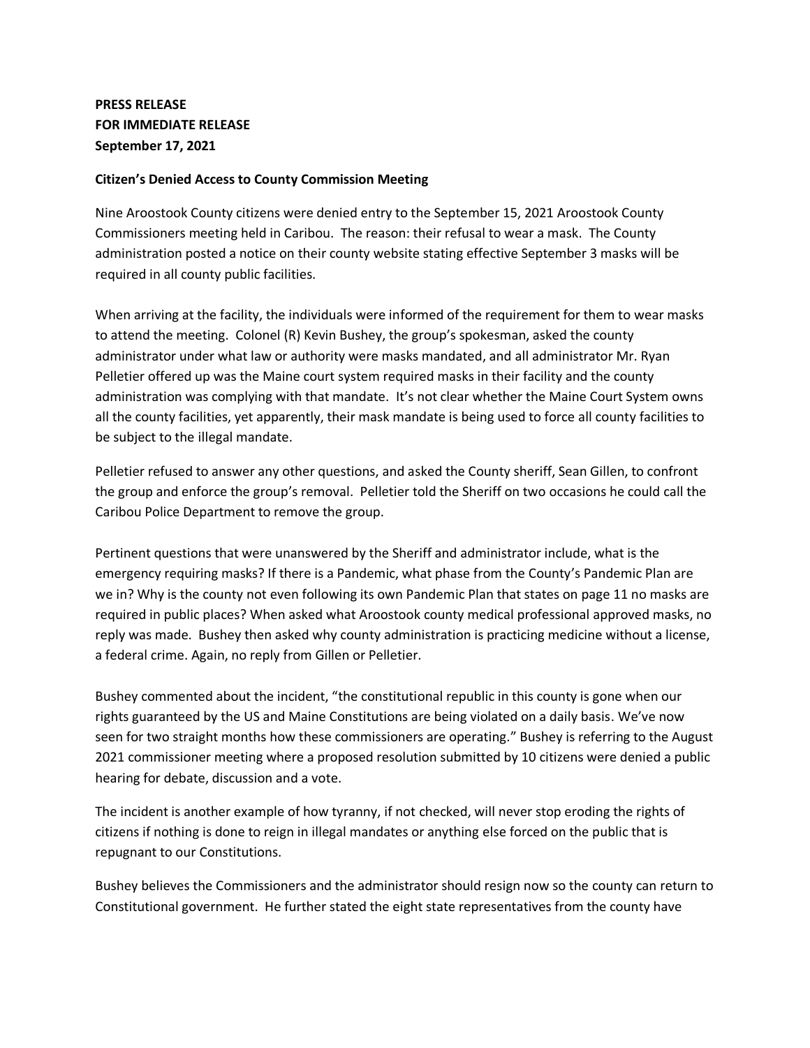**PRESS RELEASE**
**FOR IMMEDIATE RELEASE**
**September 17, 2021**

**Citizen's Denied Access to County Commission Meeting**

Nine Aroostook County citizens were denied entry to the September 15, 2021 Aroostook County Commissioners meeting held in Caribou. The reason: their refusal to wear a mask. The County administration posted a notice on their county website stating effective September 3 masks will be required in all county public facilities.

When arriving at the facility, the individuals were informed of the requirement for them to wear masks to attend the meeting. Colonel (R) Kevin Bushey, the group's spokesman, asked the county administrator under what law or authority were masks mandated, and all administrator Mr. Ryan Pelletier offered up was the Maine court system required masks in their facility and the county administration was complying with that mandate. It's not clear whether the Maine Court System owns all the county facilities, yet apparently, their mask mandate is being used to force all county facilities to be subject to the illegal mandate.

Pelletier refused to answer any other questions, and asked the County sheriff, Sean Gillen, to confront the group and enforce the group's removal. Pelletier told the Sheriff on two occasions he could call the Caribou Police Department to remove the group.

Pertinent questions that were unanswered by the Sheriff and administrator include, what is the emergency requiring masks? If there is a Pandemic, what phase from the County's Pandemic Plan are we in? Why is the county not even following its own Pandemic Plan that states on page 11 no masks are required in public places? When asked what Aroostook county medical professional approved masks, no reply was made. Bushey then asked why county administration is practicing medicine without a license, a federal crime. Again, no reply from Gillen or Pelletier.

Bushey commented about the incident, "the constitutional republic in this county is gone when our rights guaranteed by the US and Maine Constitutions are being violated on a daily basis. We've now seen for two straight months how these commissioners are operating." Bushey is referring to the August 2021 commissioner meeting where a proposed resolution submitted by 10 citizens were denied a public hearing for debate, discussion and a vote.

The incident is another example of how tyranny, if not checked, will never stop eroding the rights of citizens if nothing is done to reign in illegal mandates or anything else forced on the public that is repugnant to our Constitutions.

Bushey believes the Commissioners and the administrator should resign now so the county can return to Constitutional government. He further stated the eight state representatives from the county have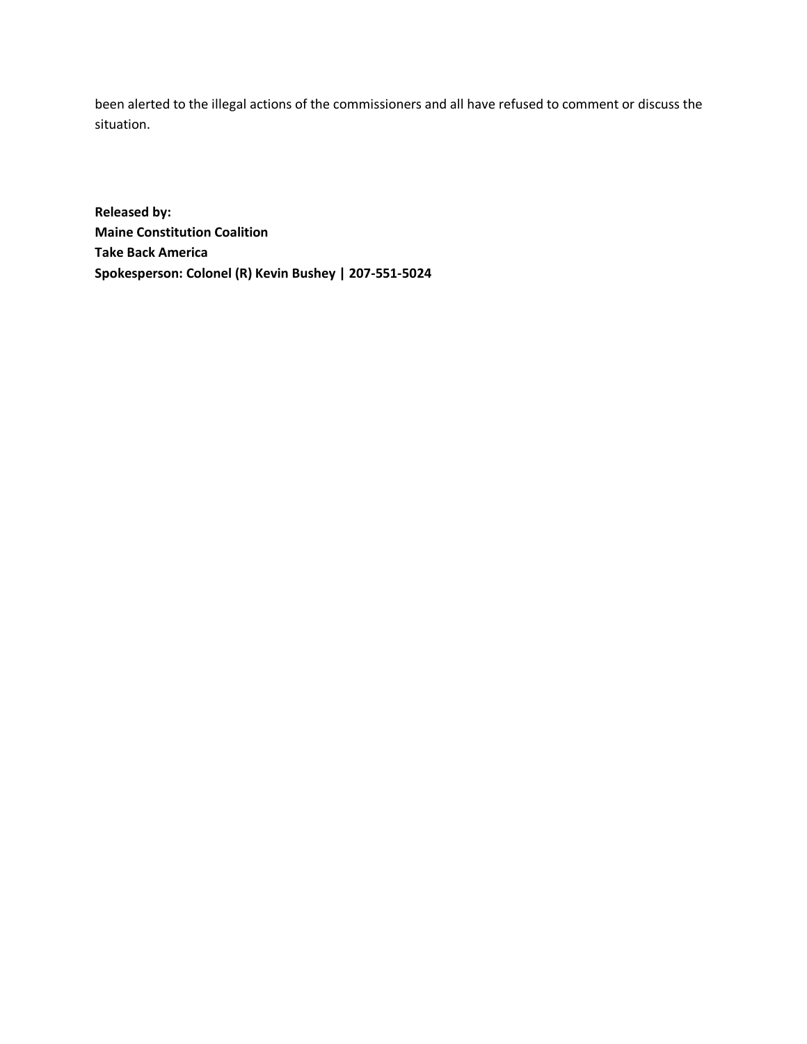been alerted to the illegal actions of the commissioners and all have refused to comment or discuss the situation.

**Released by:**
**Maine Constitution Coalition**
**Take Back America**
**Spokesperson: Colonel (R) Kevin Bushey | 207-551-5024**